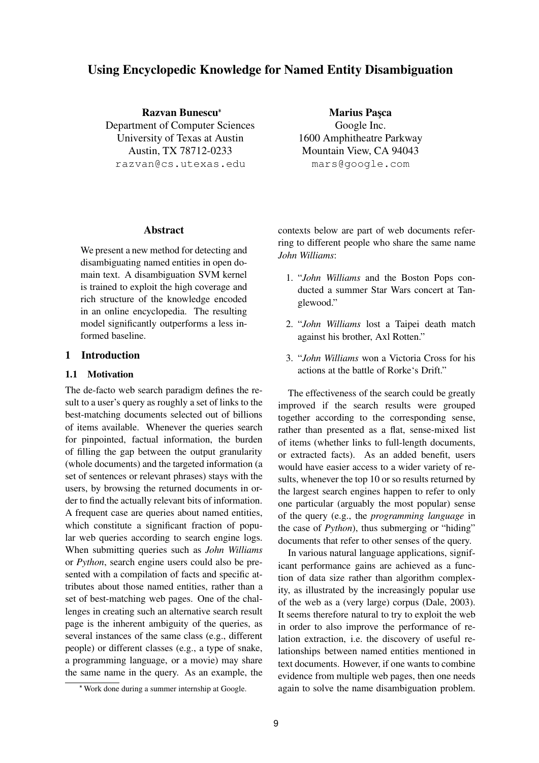# Using Encyclopedic Knowledge for Named Entity Disambiguation

**Razvan Bunescu***
Department of Computer Sciences
University of Texas at Austin
Austin, TX 78712-0233
razvan@cs.utexas.edu

**Marius Paşca**
Google Inc.
1600 Amphitheatre Parkway
Mountain View, CA 94043
mars@google.com

## Abstract

We present a new method for detecting and disambiguating named entities in open domain text. A disambiguation SVM kernel is trained to exploit the high coverage and rich structure of the knowledge encoded in an online encyclopedia. The resulting model significantly outperforms a less informed baseline.

## 1 Introduction

### 1.1 Motivation

The de-facto web search paradigm defines the result to a user's query as roughly a set of links to the best-matching documents selected out of billions of items available. Whenever the queries search for pinpointed, factual information, the burden of filling the gap between the output granularity (whole documents) and the targeted information (a set of sentences or relevant phrases) stays with the users, by browsing the returned documents in order to find the actually relevant bits of information. A frequent case are queries about named entities, which constitute a significant fraction of popular web queries according to search engine logs. When submitting queries such as *John Williams* or *Python*, search engine users could also be presented with a compilation of facts and specific attributes about those named entities, rather than a set of best-matching web pages. One of the challenges in creating such an alternative search result page is the inherent ambiguity of the queries, as several instances of the same class (e.g., different people) or different classes (e.g., a type of snake, a programming language, or a movie) may share the same name in the query. As an example, the contexts below are part of web documents referring to different people who share the same name *John Williams*:

1. "*John Williams* and the Boston Pops conducted a summer Star Wars concert at Tanglewood."
2. "*John Williams* lost a Taipei death match against his brother, Axl Rotten."
3. "*John Williams* won a Victoria Cross for his actions at the battle of Rorke's Drift."

The effectiveness of the search could be greatly improved if the search results were grouped together according to the corresponding sense, rather than presented as a flat, sense-mixed list of items (whether links to full-length documents, or extracted facts). As an added benefit, users would have easier access to a wider variety of results, whenever the top 10 or so results returned by the largest search engines happen to refer to only one particular (arguably the most popular) sense of the query (e.g., the *programming language* in the case of *Python*), thus submerging or "hiding" documents that refer to other senses of the query.

In various natural language applications, significant performance gains are achieved as a function of data size rather than algorithm complexity, as illustrated by the increasingly popular use of the web as a (very large) corpus (Dale, 2003). It seems therefore natural to try to exploit the web in order to also improve the performance of relation extraction, i.e. the discovery of useful relationships between named entities mentioned in text documents. However, if one wants to combine evidence from multiple web pages, then one needs again to solve the name disambiguation problem.

* Work done during a summer internship at Google.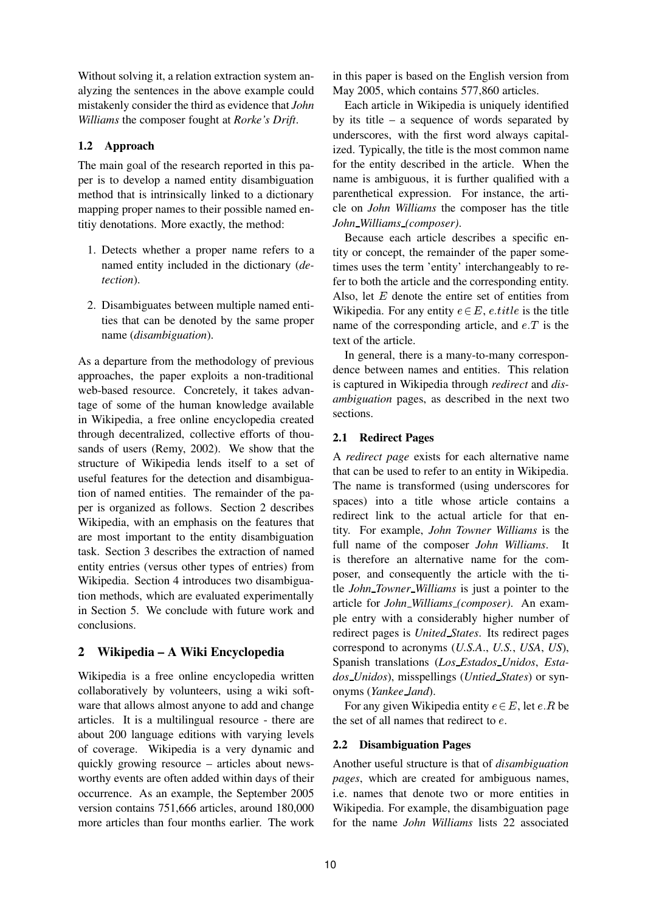Without solving it, a relation extraction system analyzing the sentences in the above example could mistakenly consider the third as evidence that *John Williams* the composer fought at *Rorke's Drift*.

### 1.2 Approach

The main goal of the research reported in this paper is to develop a named entity disambiguation method that is intrinsically linked to a dictionary mapping proper names to their possible named entitiy denotations. More exactly, the method:

1. Detects whether a proper name refers to a named entity included in the dictionary (*detection*).
2. Disambiguates between multiple named entities that can be denoted by the same proper name (*disambiguation*).

As a departure from the methodology of previous approaches, the paper exploits a non-traditional web-based resource. Concretely, it takes advantage of some of the human knowledge available in Wikipedia, a free online encyclopedia created through decentralized, collective efforts of thousands of users (Remy, 2002). We show that the structure of Wikipedia lends itself to a set of useful features for the detection and disambiguation of named entities. The remainder of the paper is organized as follows. Section 2 describes Wikipedia, with an emphasis on the features that are most important to the entity disambiguation task. Section 3 describes the extraction of named entity entries (versus other types of entries) from Wikipedia. Section 4 introduces two disambiguation methods, which are evaluated experimentally in Section 5. We conclude with future work and conclusions.

## 2 Wikipedia – A Wiki Encyclopedia

Wikipedia is a free online encyclopedia written collaboratively by volunteers, using a wiki software that allows almost anyone to add and change articles. It is a multilingual resource - there are about 200 language editions with varying levels of coverage. Wikipedia is a very dynamic and quickly growing resource – articles about newsworthy events are often added within days of their occurrence. As an example, the September 2005 version contains 751,666 articles, around 180,000 more articles than four months earlier. The work in this paper is based on the English version from May 2005, which contains 577,860 articles.

Each article in Wikipedia is uniquely identified by its title – a sequence of words separated by underscores, with the first word always capitalized. Typically, the title is the most common name for the entity described in the article. When the name is ambiguous, it is further qualified with a parenthetical expression. For instance, the article on *John Williams* the composer has the title *John_Williams_(composer)*.

Because each article describes a specific entity or concept, the remainder of the paper sometimes uses the term 'entity' interchangeably to refer to both the article and the corresponding entity. Also, let $E$ denote the entire set of entities from Wikipedia. For any entity $e \in E$, $e.title$ is the title name of the corresponding article, and $e.T$ is the text of the article.

In general, there is a many-to-many correspondence between names and entities. This relation is captured in Wikipedia through *redirect* and *disambiguation* pages, as described in the next two sections.

### 2.1 Redirect Pages

A *redirect page* exists for each alternative name that can be used to refer to an entity in Wikipedia. The name is transformed (using underscores for spaces) into a title whose article contains a redirect link to the actual article for that entity. For example, *John Towner Williams* is the full name of the composer *John Williams*. It is therefore an alternative name for the composer, and consequently the article with the title *John_Towner_Williams* is just a pointer to the article for *John_Williams_(composer)*. An example entry with a considerably higher number of redirect pages is *United_States*. Its redirect pages correspond to acronyms (*U.S.A.*, *U.S.*, *USA*, *US*), Spanish translations (*Los_Estados_Unidos*, *Estados_Unidos*), misspellings (*Untied_States*) or synonyms (*Yankee_land*).

For any given Wikipedia entity $e \in E$, let $e.R$ be the set of all names that redirect to $e$.

### 2.2 Disambiguation Pages

Another useful structure is that of *disambiguation pages*, which are created for ambiguous names, i.e. names that denote two or more entities in Wikipedia. For example, the disambiguation page for the name *John Williams* lists 22 associated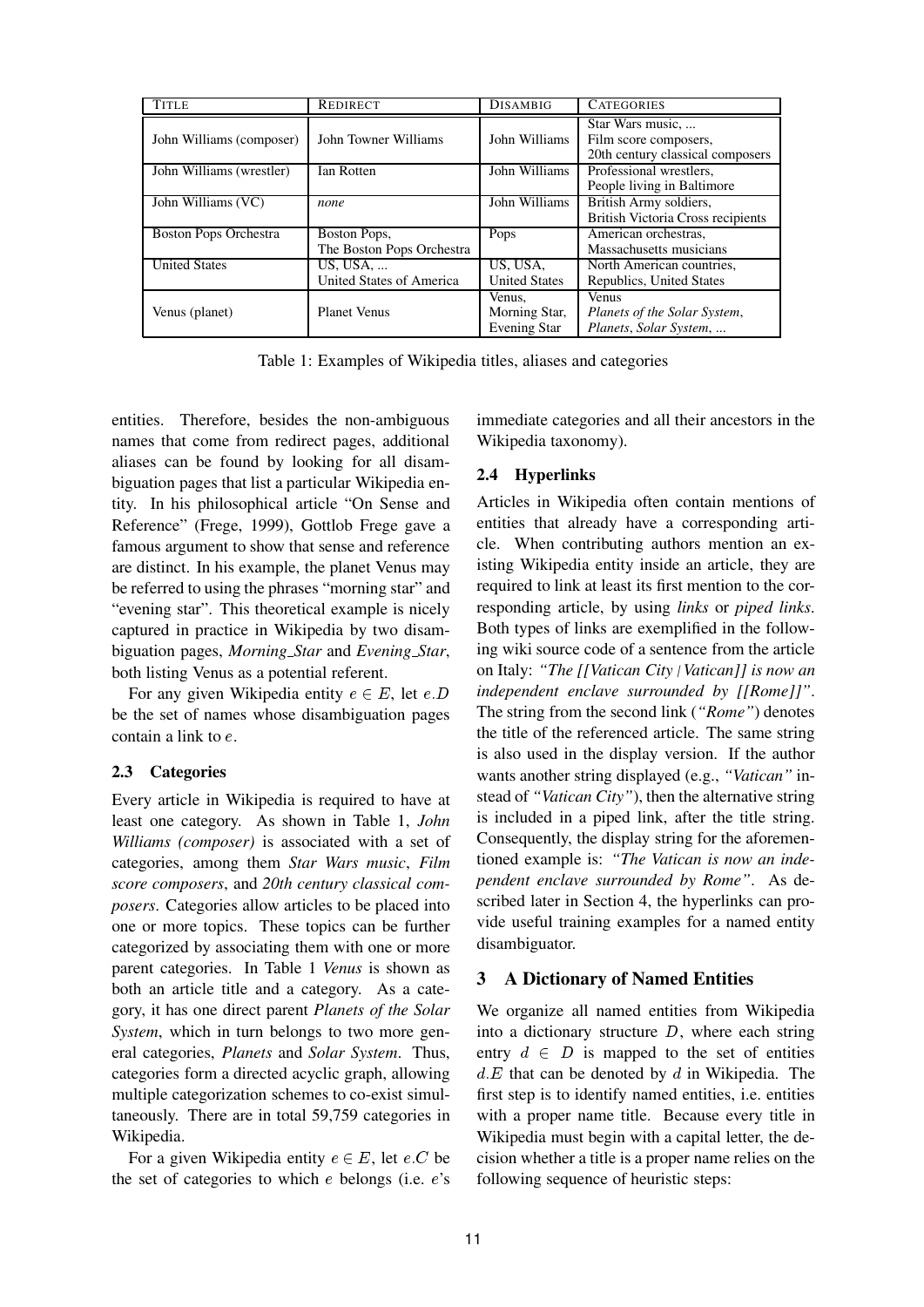| TITLE | REDIRECT | DISAMBIG | CATEGORIES |
|---|---|---|---|
| John Williams (composer) | John Towner Williams | John Williams | Star Wars music, ...<br>Film score composers,<br>20th century classical composers |
| John Williams (wrestler) | Ian Rotten | John Williams | Professional wrestlers,<br>People living in Baltimore |
| John Williams (VC) | *none* | John Williams | British Army soldiers,<br>British Victoria Cross recipients |
| Boston Pops Orchestra | Boston Pops,<br>The Boston Pops Orchestra | Pops | American orchestras,<br>Massachusetts musicians |
| United States | US, USA, ...<br>United States of America | US, USA,<br>United States | North American countries,<br>Republics, United States |
| Venus (planet) | Planet Venus | Venus,<br>Morning Star,<br>Evening Star | Venus<br>*Planets of the Solar System*,<br>*Planets*, *Solar System*, ... |

Table 1: Examples of Wikipedia titles, aliases and categories

entities. Therefore, besides the non-ambiguous names that come from redirect pages, additional aliases can be found by looking for all disambiguation pages that list a particular Wikipedia entity. In his philosophical article "On Sense and Reference" (Frege, 1999), Gottlob Frege gave a famous argument to show that sense and reference are distinct. In his example, the planet Venus may be referred to using the phrases "morning star" and "evening star". This theoretical example is nicely captured in practice in Wikipedia by two disambiguation pages, *Morning_Star* and *Evening_Star*, both listing Venus as a potential referent.

For any given Wikipedia entity $e \in E$, let $e.D$ be the set of names whose disambiguation pages contain a link to $e$.

### 2.3 Categories

Every article in Wikipedia is required to have at least one category. As shown in Table 1, *John Williams (composer)* is associated with a set of categories, among them *Star Wars music*, *Film score composers*, and *20th century classical composers*. Categories allow articles to be placed into one or more topics. These topics can be further categorized by associating them with one or more parent categories. In Table 1 *Venus* is shown as both an article title and a category. As a category, it has one direct parent *Planets of the Solar System*, which in turn belongs to two more general categories, *Planets* and *Solar System*. Thus, categories form a directed acyclic graph, allowing multiple categorization schemes to co-exist simultaneously. There are in total 59,759 categories in Wikipedia.

For a given Wikipedia entity $e \in E$, let $e.C$ be the set of categories to which $e$ belongs (i.e. $e$'s immediate categories and all their ancestors in the Wikipedia taxonomy).

### 2.4 Hyperlinks

Articles in Wikipedia often contain mentions of entities that already have a corresponding article. When contributing authors mention an existing Wikipedia entity inside an article, they are required to link at least its first mention to the corresponding article, by using *links* or *piped links*. Both types of links are exemplified in the following wiki source code of a sentence from the article on Italy: *"The [[Vatican City | Vatican]] is now an independent enclave surrounded by [[Rome]]"*. The string from the second link (*"Rome"*) denotes the title of the referenced article. The same string is also used in the display version. If the author wants another string displayed (e.g., *"Vatican"* instead of *"Vatican City"*), then the alternative string is included in a piped link, after the title string. Consequently, the display string for the aforementioned example is: *"The Vatican is now an independent enclave surrounded by Rome"*. As described later in Section 4, the hyperlinks can provide useful training examples for a named entity disambiguator.

## 3 A Dictionary of Named Entities

We organize all named entities from Wikipedia into a dictionary structure $D$, where each string entry $d \in D$ is mapped to the set of entities $d.E$ that can be denoted by $d$ in Wikipedia. The first step is to identify named entities, i.e. entities with a proper name title. Because every title in Wikipedia must begin with a capital letter, the decision whether a title is a proper name relies on the following sequence of heuristic steps: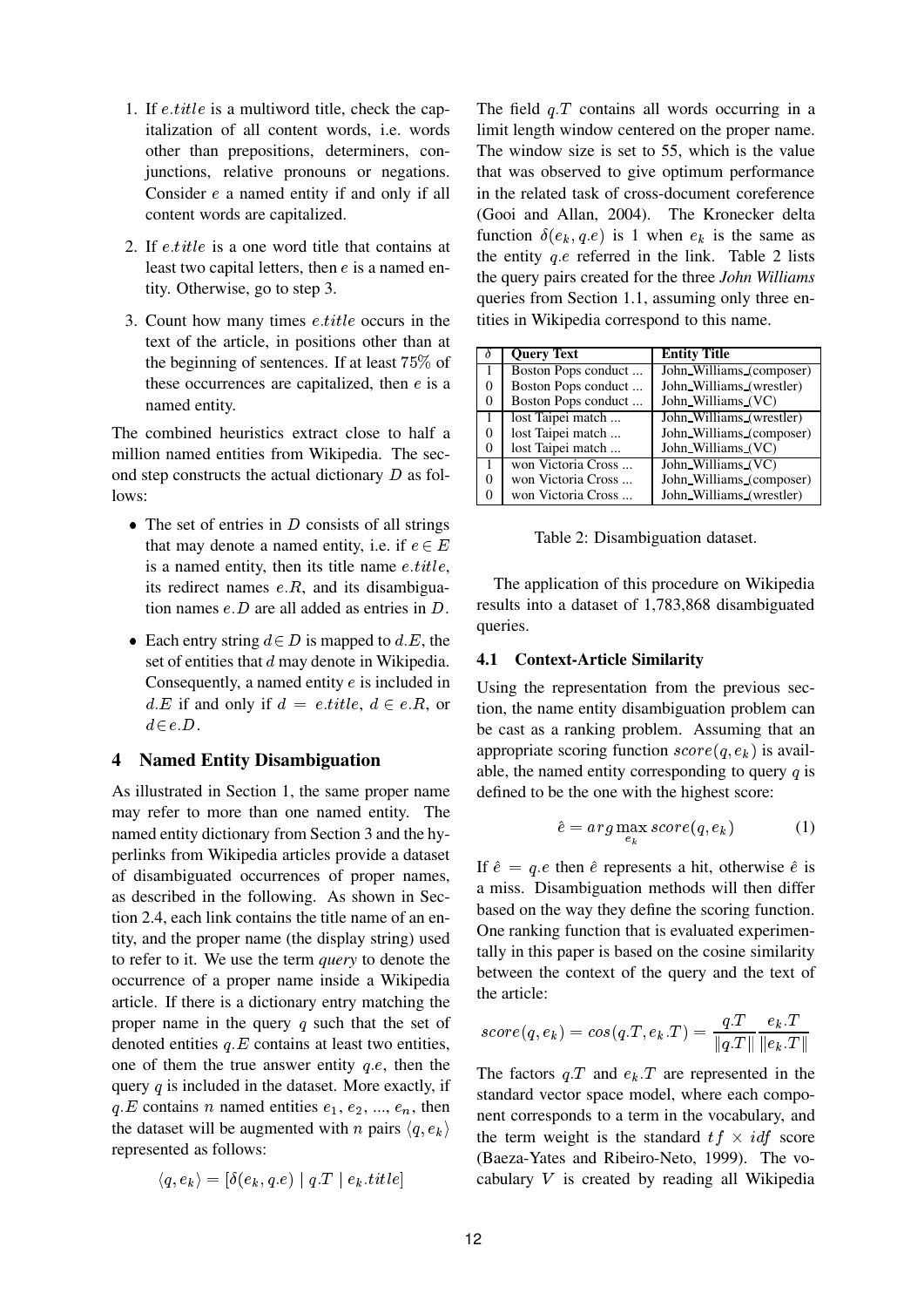1. If $e.title$ is a multiword title, check the capitalization of all content words, i.e. words other than prepositions, determiners, conjunctions, relative pronouns or negations. Consider $e$ a named entity if and only if all content words are capitalized.

2. If $e.title$ is a one word title that contains at least two capital letters, then $e$ is a named entity. Otherwise, go to step 3.

3. Count how many times $e.title$ occurs in the text of the article, in positions other than at the beginning of sentences. If at least 75% of these occurrences are capitalized, then $e$ is a named entity.

The combined heuristics extract close to half a million named entities from Wikipedia. The second step constructs the actual dictionary $D$ as follows:

- The set of entries in $D$ consists of all strings that may denote a named entity, i.e. if $e \in E$ is a named entity, then its title name $e.title$, its redirect names $e.R$, and its disambiguation names $e.D$ are all added as entries in $D$.

- Each entry string $d \in D$ is mapped to $d.E$, the set of entities that $d$ may denote in Wikipedia. Consequently, a named entity $e$ is included in $d.E$ if and only if $d = e.title$, $d \in e.R$, or $d \in e.D$.

## 4 Named Entity Disambiguation

As illustrated in Section 1, the same proper name may refer to more than one named entity. The named entity dictionary from Section 3 and the hyperlinks from Wikipedia articles provide a dataset of disambiguated occurrences of proper names, as described in the following. As shown in Section 2.4, each link contains the title name of an entity, and the proper name (the display string) used to refer to it. We use the term *query* to denote the occurrence of a proper name inside a Wikipedia article. If there is a dictionary entry matching the proper name in the query $q$ such that the set of denoted entities $q.E$ contains at least two entities, one of them the true answer entity $q.e$, then the query $q$ is included in the dataset. More exactly, if $q.E$ contains $n$ named entities $e_1, e_2, ..., e_n$, then the dataset will be augmented with $n$ pairs $\langle q, e_k \rangle$ represented as follows:

$$\langle q, e_k \rangle = [\delta(e_k, q.e) \mid q.T \mid e_k.title]$$

The field $q.T$ contains all words occurring in a limit length window centered on the proper name. The window size is set to 55, which is the value that was observed to give optimum performance in the related task of cross-document coreference (Gooi and Allan, 2004). The Kronecker delta function $\delta(e_k, q.e)$ is 1 when $e_k$ is the same as the entity $q.e$ referred in the link. Table 2 lists the query pairs created for the three *John Williams* queries from Section 1.1, assuming only three entities in Wikipedia correspond to this name.

| $\delta$ | Query Text | Entity Title |
|---|---|---|
| 1 | Boston Pops conduct ... | John_Williams_(composer) |
| 0 | Boston Pops conduct ... | John_Williams_(wrestler) |
| 0 | Boston Pops conduct ... | John_Williams_(VC) |
| 1 | lost Taipei match ... | John_Williams_(wrestler) |
| 0 | lost Taipei match ... | John_Williams_(composer) |
| 0 | lost Taipei match ... | John_Williams_(VC) |
| 1 | won Victoria Cross ... | John_Williams_(VC) |
| 0 | won Victoria Cross ... | John_Williams_(composer) |
| 0 | won Victoria Cross ... | John_Williams_(wrestler) |

Table 2: Disambiguation dataset.

The application of this procedure on Wikipedia results into a dataset of 1,783,868 disambiguated queries.

### 4.1 Context-Article Similarity

Using the representation from the previous section, the name entity disambiguation problem can be cast as a ranking problem. Assuming that an appropriate scoring function $score(q, e_k)$ is available, the named entity corresponding to query $q$ is defined to be the one with the highest score:

$$\hat{e} = arg \max_{e_k} score(q, e_k) \tag{1}$$

If $\hat{e} = q.e$ then $\hat{e}$ represents a hit, otherwise $\hat{e}$ is a miss. Disambiguation methods will then differ based on the way they define the scoring function. One ranking function that is evaluated experimentally in this paper is based on the cosine similarity between the context of the query and the text of the article:

$$score(q, e_k) = cos(q.T, e_k.T) = \frac{q.T}{\|q.T\|} \frac{e_k.T}{\|e_k.T\|}$$

The factors $q.T$ and $e_k.T$ are represented in the standard vector space model, where each component corresponds to a term in the vocabulary, and the term weight is the standard $tf \times idf$ score (Baeza-Yates and Ribeiro-Neto, 1999). The vocabulary $V$ is created by reading all Wikipedia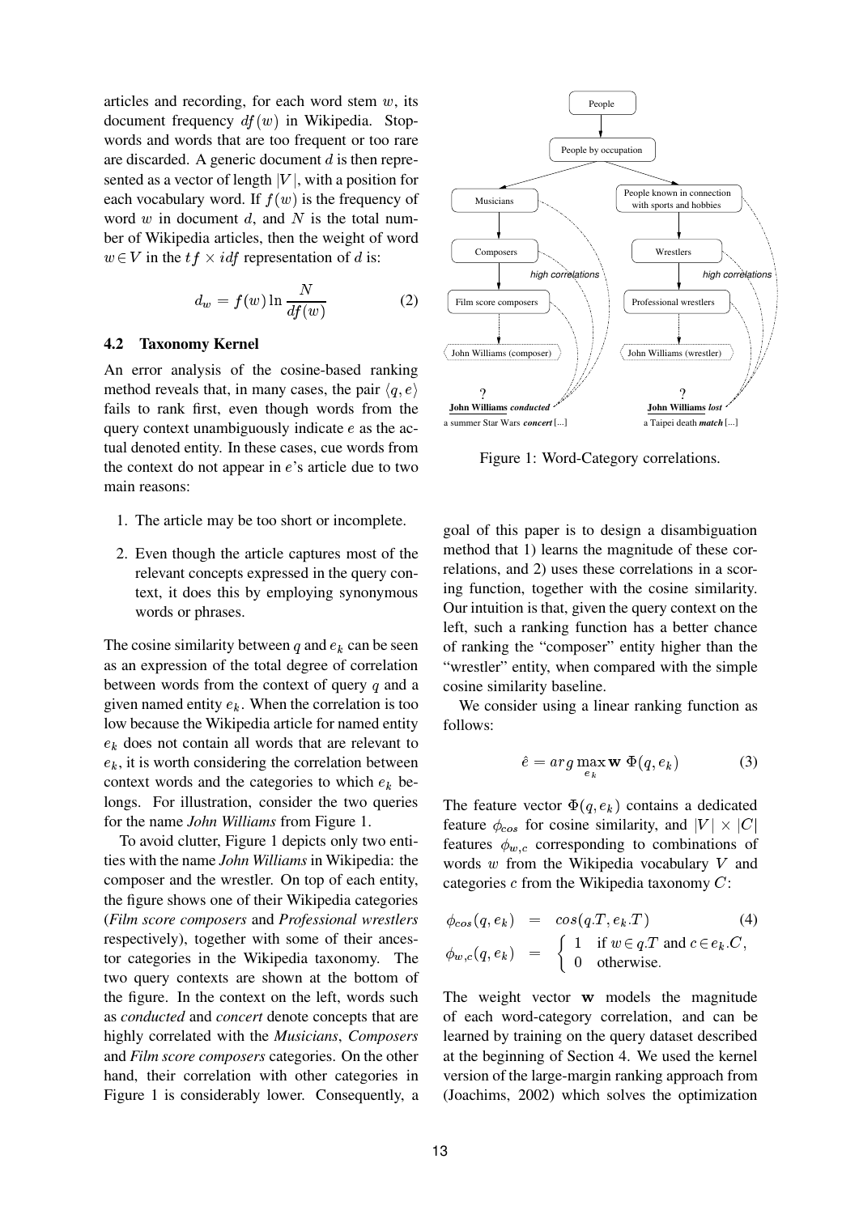articles and recording, for each word stem $w$, its document frequency $df(w)$ in Wikipedia. Stopwords and words that are too frequent or too rare are discarded. A generic document $d$ is then represented as a vector of length $|V|$, with a position for each vocabulary word. If $f(w)$ is the frequency of word $w$ in document $d$, and $N$ is the total number of Wikipedia articles, then the weight of word $w \in V$ in the $tf \times idf$ representation of $d$ is:

$$d_w = f(w) \ln \frac{N}{df(w)} \quad (2)$$

### 4.2 Taxonomy Kernel

An error analysis of the cosine-based ranking method reveals that, in many cases, the pair $\langle q, e \rangle$ fails to rank first, even though words from the query context unambiguously indicate $e$ as the actual denoted entity. In these cases, cue words from the context do not appear in $e$'s article due to two main reasons:

1. The article may be too short or incomplete.
2. Even though the article captures most of the relevant concepts expressed in the query context, it does this by employing synonymous words or phrases.

The cosine similarity between $q$ and $e_k$ can be seen as an expression of the total degree of correlation between words from the context of query $q$ and a given named entity $e_k$. When the correlation is too low because the Wikipedia article for named entity $e_k$ does not contain all words that are relevant to $e_k$, it is worth considering the correlation between context words and the categories to which $e_k$ belongs. For illustration, consider the two queries for the name *John Williams* from Figure 1.

To avoid clutter, Figure 1 depicts only two entities with the name *John Williams* in Wikipedia: the composer and the wrestler. On top of each entity, the figure shows one of their Wikipedia categories (*Film score composers* and *Professional wrestlers* respectively), together with some of their ancestor categories in the Wikipedia taxonomy. The two query contexts are shown at the bottom of the figure. In the context on the left, words such as *conducted* and *concert* denote concepts that are highly correlated with the *Musicians*, *Composers* and *Film score composers* categories. On the other hand, their correlation with other categories in Figure 1 is considerably lower. Consequently, a goal of this paper is to design a disambiguation method that 1) learns the magnitude of these correlations, and 2) uses these correlations in a scoring function, together with the cosine similarity. Our intuition is that, given the query context on the left, such a ranking function has a better chance of ranking the "composer" entity higher than the "wrestler" entity, when compared with the simple cosine similarity baseline.

Figure 1: Word-Category correlations.

We consider using a linear ranking function as follows:

$$\hat{e} = \arg\max_{e_k} \mathbf{w}\ \Phi(q, e_k) \quad (3)$$

The feature vector $\Phi(q, e_k)$ contains a dedicated feature $\phi_{cos}$ for cosine similarity, and $|V| \times |C|$ features $\phi_{w,c}$ corresponding to combinations of words $w$ from the Wikipedia vocabulary $V$ and categories $c$ from the Wikipedia taxonomy $C$:

$$\begin{aligned} \phi_{cos}(q, e_k) &= cos(q.T, e_k.T) \quad (4) \\ \phi_{w,c}(q, e_k) &= \begin{cases} 1 & \text{if } w \in q.T \text{ and } c \in e_k.C, \\ 0 & \text{otherwise.} \end{cases} \end{aligned}$$

The weight vector $\mathbf{w}$ models the magnitude of each word-category correlation, and can be learned by training on the query dataset described at the beginning of Section 4. We used the kernel version of the large-margin ranking approach from (Joachims, 2002) which solves the optimization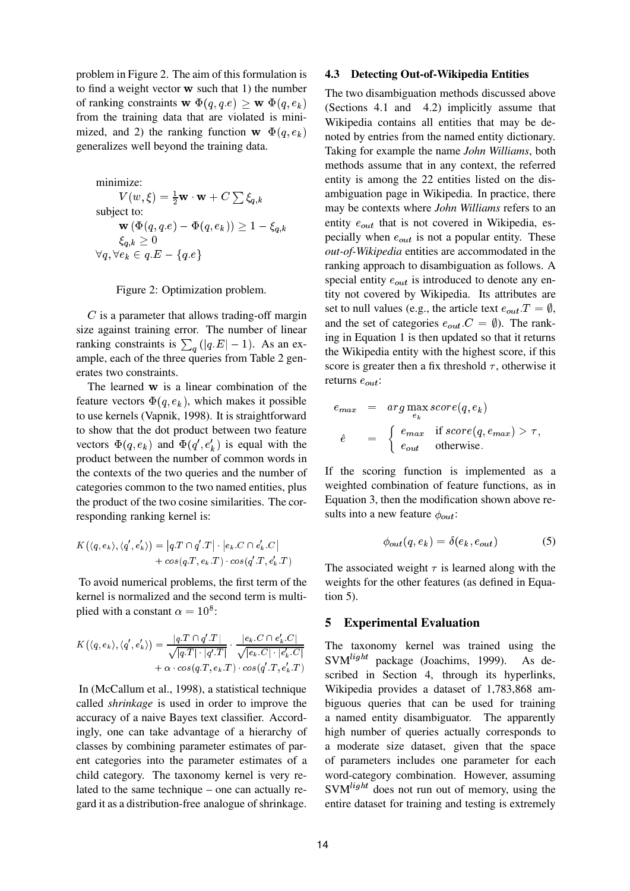problem in Figure 2. The aim of this formulation is to find a weight vector $\mathbf{w}$ such that 1) the number of ranking constraints $\mathbf{w}\ \Phi(q, q.e) \geq \mathbf{w}\ \Phi(q, e_k)$ from the training data that are violated is minimized, and 2) the ranking function $\mathbf{w}\ \Phi(q, e_k)$ generalizes well beyond the training data.

$$
\begin{aligned}
&\text{minimize:} \\
&\qquad V(w, \xi) = \tfrac{1}{2}\mathbf{w} \cdot \mathbf{w} + C \sum \xi_{q,k} \\
&\text{subject to:} \\
&\qquad \mathbf{w}\left(\Phi(q, q.e) - \Phi(q, e_k)\right) \geq 1 - \xi_{q,k} \\
&\qquad \xi_{q,k} \geq 0 \\
&\forall q, \forall e_k \in q.E - \{q.e\}
\end{aligned}
$$

Figure 2: Optimization problem.

$C$ is a parameter that allows trading-off margin size against training error. The number of linear ranking constraints is $\sum_q (|q.E| - 1)$. As an example, each of the three queries from Table 2 generates two constraints.

The learned $\mathbf{w}$ is a linear combination of the feature vectors $\Phi(q, e_k)$, which makes it possible to use kernels (Vapnik, 1998). It is straightforward to show that the dot product between two feature vectors $\Phi(q, e_k)$ and $\Phi(q', e'_k)$ is equal with the product between the number of common words in the contexts of the two queries and the number of categories common to the two named entities, plus the product of the two cosine similarities. The corresponding ranking kernel is:

$$
K\left(\langle q, e_k \rangle, \langle q', e'_k \rangle\right) = \left|q.T \cap q'.T\right| \cdot \left|e_k.C \cap e'_k.C\right| + cos(q.T, e_k.T) \cdot cos(q'.T, e'_k.T)
$$

To avoid numerical problems, the first term of the kernel is normalized and the second term is multiplied with a constant $\alpha = 10^8$:

$$
K\left(\langle q, e_k \rangle, \langle q', e'_k \rangle\right) = \frac{|q.T \cap q'.T|}{\sqrt{|q.T| \cdot |q'.T|}} \cdot \frac{|e_k.C \cap e'_k.C|}{\sqrt{|e_k.C| \cdot |e'_k.C|}} + \alpha \cdot cos(q.T, e_k.T) \cdot cos(q'.T, e'_k.T)
$$

In (McCallum et al., 1998), a statistical technique called *shrinkage* is used in order to improve the accuracy of a naive Bayes text classifier. Accordingly, one can take advantage of a hierarchy of classes by combining parameter estimates of parent categories into the parameter estimates of a child category. The taxonomy kernel is very related to the same technique – one can actually regard it as a distribution-free analogue of shrinkage.

### 4.3 Detecting Out-of-Wikipedia Entities

The two disambiguation methods discussed above (Sections 4.1 and 4.2) implicitly assume that Wikipedia contains all entities that may be denoted by entries from the named entity dictionary. Taking for example the name *John Williams*, both methods assume that in any context, the referred entity is among the 22 entities listed on the disambiguation page in Wikipedia. In practice, there may be contexts where *John Williams* refers to an entity $e_{out}$ that is not covered in Wikipedia, especially when $e_{out}$ is not a popular entity. These *out-of-Wikipedia* entities are accommodated in the ranking approach to disambiguation as follows. A special entity $e_{out}$ is introduced to denote any entity not covered by Wikipedia. Its attributes are set to null values (e.g., the article text $e_{out}.T = \emptyset$, and the set of categories $e_{out}.C = \emptyset$). The ranking in Equation 1 is then updated so that it returns the Wikipedia entity with the highest score, if this score is greater then a fix threshold $\tau$, otherwise it returns $e_{out}$:

$$
\begin{aligned}
e_{max} &= arg \max_{e_k} score(q, e_k) \\
\hat{e} &= \begin{cases} e_{max} & \text{if } score(q, e_{max}) > \tau, \\ e_{out} & \text{otherwise.} \end{cases}
\end{aligned}
$$

If the scoring function is implemented as a weighted combination of feature functions, as in Equation 3, then the modification shown above results into a new feature $\phi_{out}$:

$$
\phi_{out}(q, e_k) = \delta(e_k, e_{out}) \tag{5}
$$

The associated weight $\tau$ is learned along with the weights for the other features (as defined in Equation 5).

## 5 Experimental Evaluation

The taxonomy kernel was trained using the SVM$^{light}$ package (Joachims, 1999). As described in Section 4, through its hyperlinks, Wikipedia provides a dataset of 1,783,868 ambiguous queries that can be used for training a named entity disambiguator. The apparently high number of queries actually corresponds to a moderate size dataset, given that the space of parameters includes one parameter for each word-category combination. However, assuming SVM$^{light}$ does not run out of memory, using the entire dataset for training and testing is extremely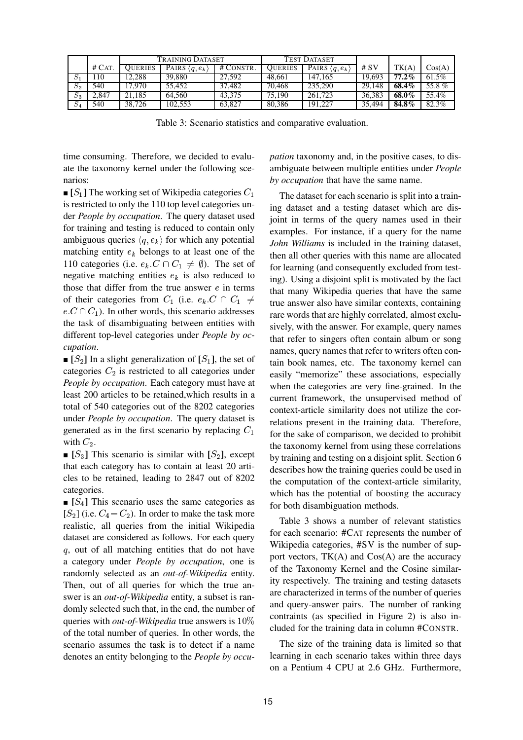|  |  | Training Dataset |  |  | Test Dataset |  |  |  |  |
|---|---|---|---|---|---|---|---|---|---|
|  | # Cat. | Queries | Pairs $\langle q, e_k \rangle$ | # Constr. | Queries | Pairs $\langle q, e_k \rangle$ | # SV | TK(A) | Cos(A) |
| $S_1$ | 110 | 12,288 | 39,880 | 27,592 | 48,661 | 147,165 | 19,693 | **77.2%** | 61.5% |
| $S_2$ | 540 | 17,970 | 55,452 | 37,482 | 70,468 | 235,290 | 29,148 | **68.4%** | 55.8 % |
| $S_3$ | 2,847 | 21,185 | 64,560 | 43,375 | 75,190 | 261,723 | 36,383 | **68.0%** | 55.4% |
| $S_4$ | 540 | 38,726 | 102,553 | 63,827 | 80,386 | 191,227 | 35,494 | **84.8%** | 82.3% |

Table 3: Scenario statistics and comparative evaluation.

time consuming. Therefore, we decided to evaluate the taxonomy kernel under the following scenarios:

- **[$S_1$]** The working set of Wikipedia categories $C_1$ is restricted to only the 110 top level categories under *People by occupation*. The query dataset used for training and testing is reduced to contain only ambiguous queries $\langle q, e_k \rangle$ for which any potential matching entity $e_k$ belongs to at least one of the 110 categories (i.e. $e_k.C \cap C_1 \neq \emptyset$). The set of negative matching entities $e_k$ is also reduced to those that differ from the true answer $e$ in terms of their categories from $C_1$ (i.e. $e_k.C \cap C_1 \neq e.C \cap C_1$). In other words, this scenario addresses the task of disambiguating between entities with different top-level categories under *People by occupation*.
- **[$S_2$]** In a slight generalization of **[$S_1$]**, the set of categories $C_2$ is restricted to all categories under *People by occupation*. Each category must have at least 200 articles to be retained,which results in a total of 540 categories out of the 8202 categories under *People by occupation*. The query dataset is generated as in the first scenario by replacing $C_1$ with $C_2$.
- **[$S_3$]** This scenario is similar with **[$S_2$]**, except that each category has to contain at least 20 articles to be retained, leading to 2847 out of 8202 categories.
- **[$S_4$]** This scenario uses the same categories as [$S_2$] (i.e. $C_4 = C_2$). In order to make the task more realistic, all queries from the initial Wikipedia dataset are considered as follows. For each query $q$, out of all matching entities that do not have a category under *People by occupation*, one is randomly selected as an *out-of-Wikipedia* entity. Then, out of all queries for which the true answer is an *out-of-Wikipedia* entity, a subset is randomly selected such that, in the end, the number of queries with *out-of-Wikipedia* true answers is $10\%$ of the total number of queries. In other words, the scenario assumes the task is to detect if a name denotes an entity belonging to the *People by occupation* taxonomy and, in the positive cases, to disambiguate between multiple entities under *People by occupation* that have the same name.

The dataset for each scenario is split into a training dataset and a testing dataset which are disjoint in terms of the query names used in their examples. For instance, if a query for the name *John Williams* is included in the training dataset, then all other queries with this name are allocated for learning (and consequently excluded from testing). Using a disjoint split is motivated by the fact that many Wikipedia queries that have the same true answer also have similar contexts, containing rare words that are highly correlated, almost exclusively, with the answer. For example, query names that refer to singers often contain album or song names, query names that refer to writers often contain book names, etc. The taxonomy kernel can easily "memorize" these associations, especially when the categories are very fine-grained. In the current framework, the unsupervised method of context-article similarity does not utilize the correlations present in the training data. Therefore, for the sake of comparison, we decided to prohibit the taxonomy kernel from using these correlations by training and testing on a disjoint split. Section 6 describes how the training queries could be used in the computation of the context-article similarity, which has the potential of boosting the accuracy for both disambiguation methods.

Table 3 shows a number of relevant statistics for each scenario: #CAT represents the number of Wikipedia categories, #SV is the number of support vectors, TK(A) and Cos(A) are the accuracy of the Taxonomy Kernel and the Cosine similarity respectively. The training and testing datasets are characterized in terms of the number of queries and query-answer pairs. The number of ranking contraints (as specified in Figure 2) is also included for the training data in column #CONSTR.

The size of the training data is limited so that learning in each scenario takes within three days on a Pentium 4 CPU at 2.6 GHz. Furthermore,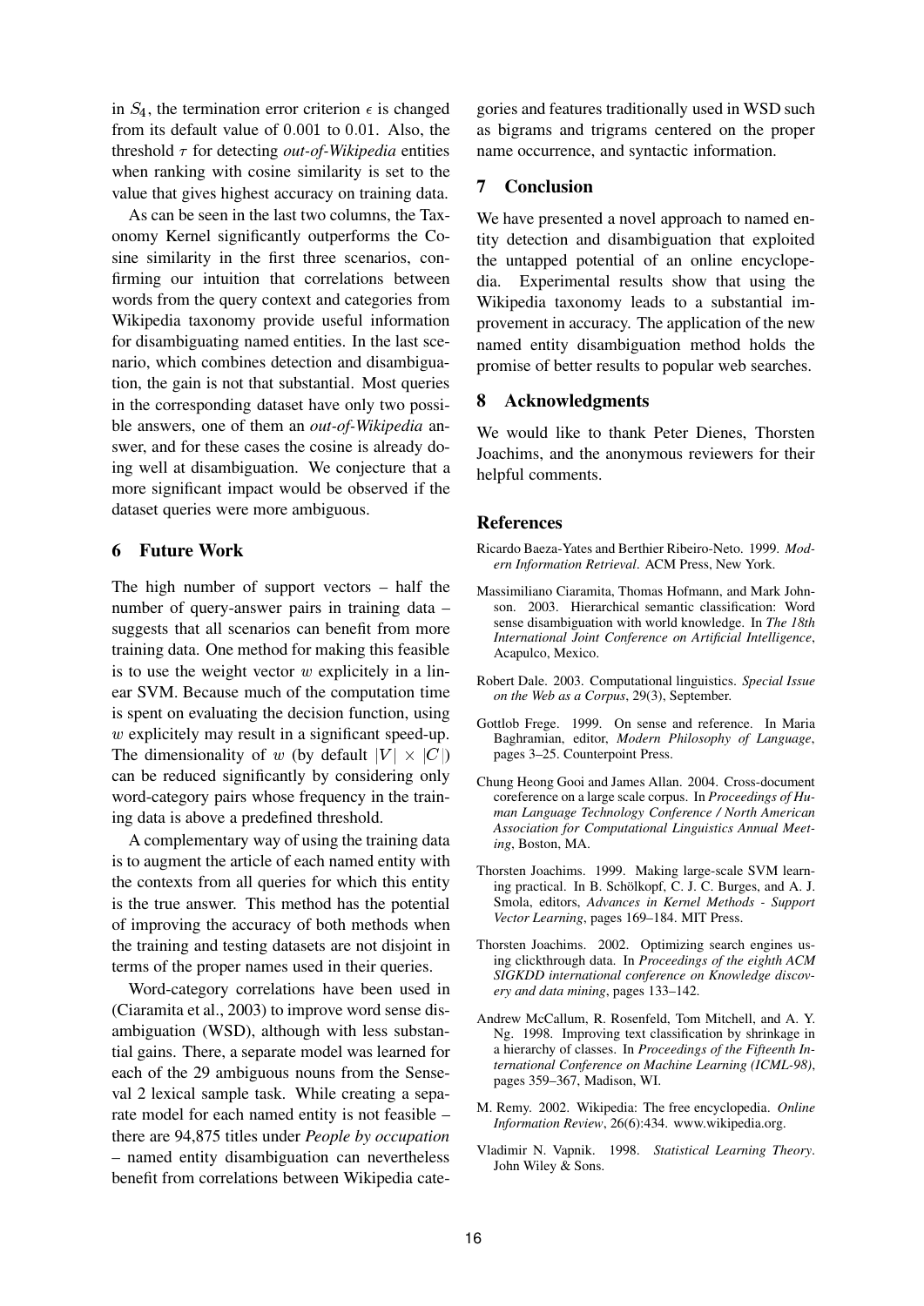in $S_4$, the termination error criterion $\epsilon$ is changed from its default value of 0.001 to 0.01. Also, the threshold $\tau$ for detecting *out-of-Wikipedia* entities when ranking with cosine similarity is set to the value that gives highest accuracy on training data.

As can be seen in the last two columns, the Taxonomy Kernel significantly outperforms the Cosine similarity in the first three scenarios, confirming our intuition that correlations between words from the query context and categories from Wikipedia taxonomy provide useful information for disambiguating named entities. In the last scenario, which combines detection and disambiguation, the gain is not that substantial. Most queries in the corresponding dataset have only two possible answers, one of them an *out-of-Wikipedia* answer, and for these cases the cosine is already doing well at disambiguation. We conjecture that a more significant impact would be observed if the dataset queries were more ambiguous.

## 6 Future Work

The high number of support vectors – half the number of query-answer pairs in training data – suggests that all scenarios can benefit from more training data. One method for making this feasible is to use the weight vector $w$ explicitely in a linear SVM. Because much of the computation time is spent on evaluating the decision function, using $w$ explicitely may result in a significant speed-up. The dimensionality of $w$ (by default $|V| \times |C|$) can be reduced significantly by considering only word-category pairs whose frequency in the training data is above a predefined threshold.

A complementary way of using the training data is to augment the article of each named entity with the contexts from all queries for which this entity is the true answer. This method has the potential of improving the accuracy of both methods when the training and testing datasets are not disjoint in terms of the proper names used in their queries.

Word-category correlations have been used in (Ciaramita et al., 2003) to improve word sense disambiguation (WSD), although with less substantial gains. There, a separate model was learned for each of the 29 ambiguous nouns from the Senseval 2 lexical sample task. While creating a separate model for each named entity is not feasible – there are 94,875 titles under *People by occupation* – named entity disambiguation can nevertheless benefit from correlations between Wikipedia categories and features traditionally used in WSD such as bigrams and trigrams centered on the proper name occurrence, and syntactic information.

## 7 Conclusion

We have presented a novel approach to named entity detection and disambiguation that exploited the untapped potential of an online encyclopedia. Experimental results show that using the Wikipedia taxonomy leads to a substantial improvement in accuracy. The application of the new named entity disambiguation method holds the promise of better results to popular web searches.

## 8 Acknowledgments

We would like to thank Peter Dienes, Thorsten Joachims, and the anonymous reviewers for their helpful comments.

## References

Ricardo Baeza-Yates and Berthier Ribeiro-Neto. 1999. *Modern Information Retrieval*. ACM Press, New York.

Massimiliano Ciaramita, Thomas Hofmann, and Mark Johnson. 2003. Hierarchical semantic classification: Word sense disambiguation with world knowledge. In *The 18th International Joint Conference on Artificial Intelligence*, Acapulco, Mexico.

Robert Dale. 2003. Computational linguistics. *Special Issue on the Web as a Corpus*, 29(3), September.

Gottlob Frege. 1999. On sense and reference. In Maria Baghramian, editor, *Modern Philosophy of Language*, pages 3–25. Counterpoint Press.

Chung Heong Gooi and James Allan. 2004. Cross-document coreference on a large scale corpus. In *Proceedings of Human Language Technology Conference / North American Association for Computational Linguistics Annual Meeting*, Boston, MA.

Thorsten Joachims. 1999. Making large-scale SVM learning practical. In B. Schölkopf, C. J. C. Burges, and A. J. Smola, editors, *Advances in Kernel Methods - Support Vector Learning*, pages 169–184. MIT Press.

Thorsten Joachims. 2002. Optimizing search engines using clickthrough data. In *Proceedings of the eighth ACM SIGKDD international conference on Knowledge discovery and data mining*, pages 133–142.

Andrew McCallum, R. Rosenfeld, Tom Mitchell, and A. Y. Ng. 1998. Improving text classification by shrinkage in a hierarchy of classes. In *Proceedings of the Fifteenth International Conference on Machine Learning (ICML-98)*, pages 359–367, Madison, WI.

M. Remy. 2002. Wikipedia: The free encyclopedia. *Online Information Review*, 26(6):434. www.wikipedia.org.

Vladimir N. Vapnik. 1998. *Statistical Learning Theory*. John Wiley & Sons.